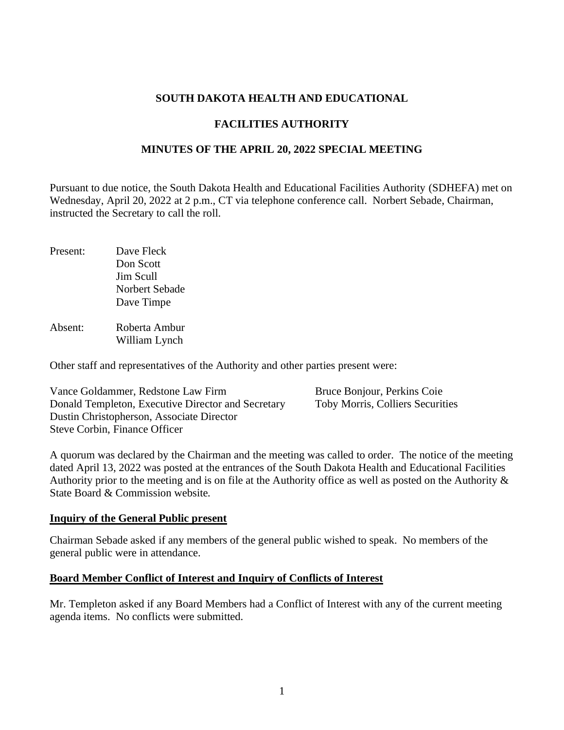# SOUTH DAKOTA HEALTH AND EDUCATIONAL

# FACILITIES AUTHORITY

## MINUTES OF THE APRIL 20, 2022 SPECIAL MEETING

Pursuant to due notice, the South Dakota Health and Educational Facilities Authority (SDHEFA) met on Wednesday, April 20, 2022 at 2 p.m., CT via telephone conference call. Norbert Sebade, Chairman, instructed the Secretary to call the roll.

Present: Dave Fleck
Don Scott
Jim Scull
Norbert Sebade
Dave Timpe

Absent: Roberta Ambur
William Lynch

Other staff and representatives of the Authority and other parties present were:

Vance Goldammer, Redstone Law Firm
Donald Templeton, Executive Director and Secretary
Dustin Christopherson, Associate Director
Steve Corbin, Finance Officer
Bruce Bonjour, Perkins Coie
Toby Morris, Colliers Securities

A quorum was declared by the Chairman and the meeting was called to order. The notice of the meeting dated April 13, 2022 was posted at the entrances of the South Dakota Health and Educational Facilities Authority prior to the meeting and is on file at the Authority office as well as posted on the Authority & State Board & Commission website.

**Inquiry of the General Public present**

Chairman Sebade asked if any members of the general public wished to speak. No members of the general public were in attendance.

**Board Member Conflict of Interest and Inquiry of Conflicts of Interest**

Mr. Templeton asked if any Board Members had a Conflict of Interest with any of the current meeting agenda items. No conflicts were submitted.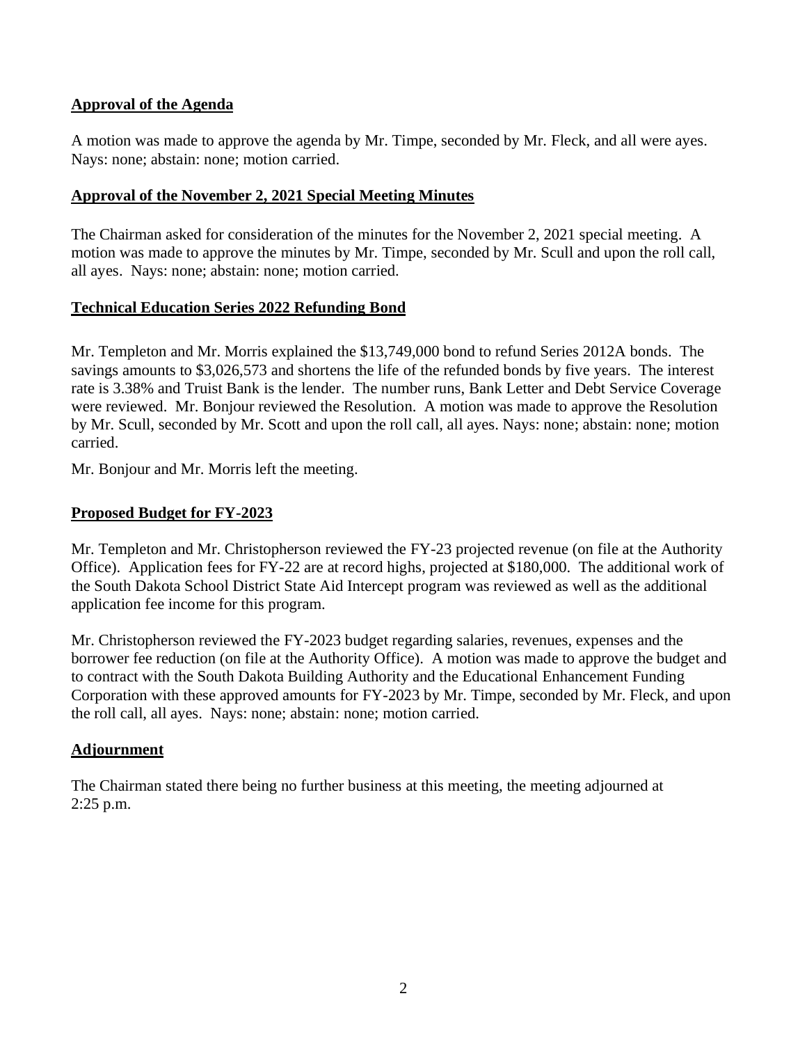**Approval of the Agenda**

A motion was made to approve the agenda by Mr. Timpe, seconded by Mr. Fleck, and all were ayes. Nays: none; abstain: none; motion carried.

**Approval of the November 2, 2021 Special Meeting Minutes**

The Chairman asked for consideration of the minutes for the November 2, 2021 special meeting. A motion was made to approve the minutes by Mr. Timpe, seconded by Mr. Scull and upon the roll call, all ayes. Nays: none; abstain: none; motion carried.

**Technical Education Series 2022 Refunding Bond**

Mr. Templeton and Mr. Morris explained the $13,749,000 bond to refund Series 2012A bonds. The savings amounts to $3,026,573 and shortens the life of the refunded bonds by five years. The interest rate is 3.38% and Truist Bank is the lender. The number runs, Bank Letter and Debt Service Coverage were reviewed. Mr. Bonjour reviewed the Resolution. A motion was made to approve the Resolution by Mr. Scull, seconded by Mr. Scott and upon the roll call, all ayes. Nays: none; abstain: none; motion carried.

Mr. Bonjour and Mr. Morris left the meeting.

**Proposed Budget for FY-2023**

Mr. Templeton and Mr. Christopherson reviewed the FY-23 projected revenue (on file at the Authority Office). Application fees for FY-22 are at record highs, projected at $180,000. The additional work of the South Dakota School District State Aid Intercept program was reviewed as well as the additional application fee income for this program.

Mr. Christopherson reviewed the FY-2023 budget regarding salaries, revenues, expenses and the borrower fee reduction (on file at the Authority Office). A motion was made to approve the budget and to contract with the South Dakota Building Authority and the Educational Enhancement Funding Corporation with these approved amounts for FY-2023 by Mr. Timpe, seconded by Mr. Fleck, and upon the roll call, all ayes. Nays: none; abstain: none; motion carried.

**Adjournment**

The Chairman stated there being no further business at this meeting, the meeting adjourned at 2:25 p.m.